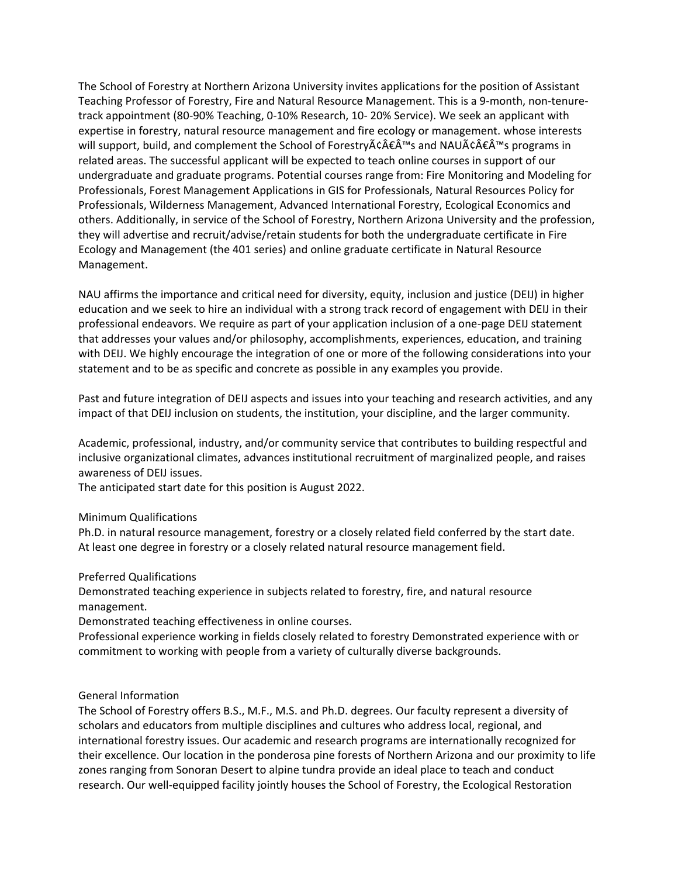The School of Forestry at Northern Arizona University invites applications for the position of Assistant Teaching Professor of Forestry, Fire and Natural Resource Management. This is a 9-month, non-tenure-track appointment (80-90% Teaching, 0-10% Research, 10- 20% Service). We seek an applicant with expertise in forestry, natural resource management and fire ecology or management. whose interests will support, build, and complement the School of ForestryÃ¢Â€Â™s and NAUÃ¢Â€Â™s programs in related areas. The successful applicant will be expected to teach online courses in support of our undergraduate and graduate programs. Potential courses range from: Fire Monitoring and Modeling for Professionals, Forest Management Applications in GIS for Professionals, Natural Resources Policy for Professionals, Wilderness Management, Advanced International Forestry, Ecological Economics and others. Additionally, in service of the School of Forestry, Northern Arizona University and the profession, they will advertise and recruit/advise/retain students for both the undergraduate certificate in Fire Ecology and Management (the 401 series) and online graduate certificate in Natural Resource Management.

NAU affirms the importance and critical need for diversity, equity, inclusion and justice (DEIJ) in higher education and we seek to hire an individual with a strong track record of engagement with DEIJ in their professional endeavors. We require as part of your application inclusion of a one-page DEIJ statement that addresses your values and/or philosophy, accomplishments, experiences, education, and training with DEIJ. We highly encourage the integration of one or more of the following considerations into your statement and to be as specific and concrete as possible in any examples you provide.

Past and future integration of DEIJ aspects and issues into your teaching and research activities, and any impact of that DEIJ inclusion on students, the institution, your discipline, and the larger community.

Academic, professional, industry, and/or community service that contributes to building respectful and inclusive organizational climates, advances institutional recruitment of marginalized people, and raises awareness of DEIJ issues.
The anticipated start date for this position is August 2022.

Minimum Qualifications
Ph.D. in natural resource management, forestry or a closely related field conferred by the start date.
At least one degree in forestry or a closely related natural resource management field.

Preferred Qualifications
Demonstrated teaching experience in subjects related to forestry, fire, and natural resource management.
Demonstrated teaching effectiveness in online courses.
Professional experience working in fields closely related to forestry Demonstrated experience with or commitment to working with people from a variety of culturally diverse backgrounds.

General Information
The School of Forestry offers B.S., M.F., M.S. and Ph.D. degrees. Our faculty represent a diversity of scholars and educators from multiple disciplines and cultures who address local, regional, and international forestry issues. Our academic and research programs are internationally recognized for their excellence. Our location in the ponderosa pine forests of Northern Arizona and our proximity to life zones ranging from Sonoran Desert to alpine tundra provide an ideal place to teach and conduct research. Our well-equipped facility jointly houses the School of Forestry, the Ecological Restoration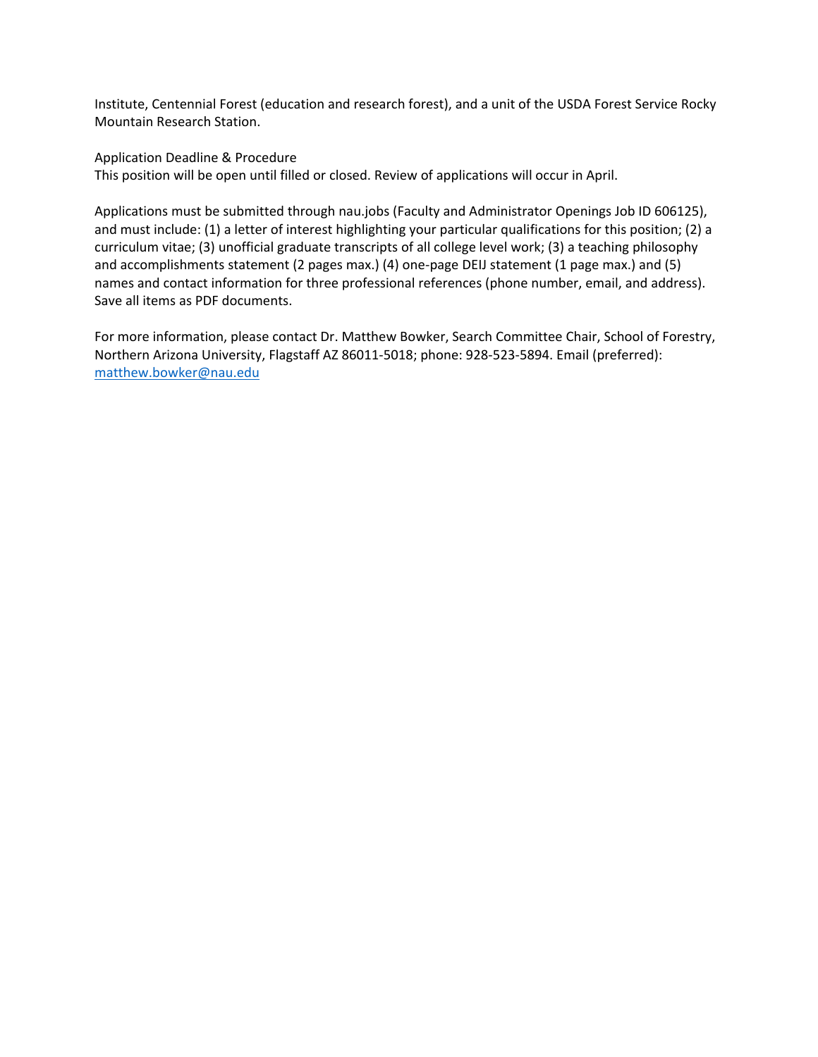Institute, Centennial Forest (education and research forest), and a unit of the USDA Forest Service Rocky Mountain Research Station.

Application Deadline & Procedure

This position will be open until filled or closed. Review of applications will occur in April.

Applications must be submitted through nau.jobs (Faculty and Administrator Openings Job ID 606125), and must include: (1) a letter of interest highlighting your particular qualifications for this position; (2) a curriculum vitae; (3) unofficial graduate transcripts of all college level work; (3) a teaching philosophy and accomplishments statement (2 pages max.) (4) one-page DEIJ statement (1 page max.) and (5) names and contact information for three professional references (phone number, email, and address). Save all items as PDF documents.

For more information, please contact Dr. Matthew Bowker, Search Committee Chair, School of Forestry, Northern Arizona University, Flagstaff AZ 86011-5018; phone: 928-523-5894. Email (preferred): matthew.bowker@nau.edu